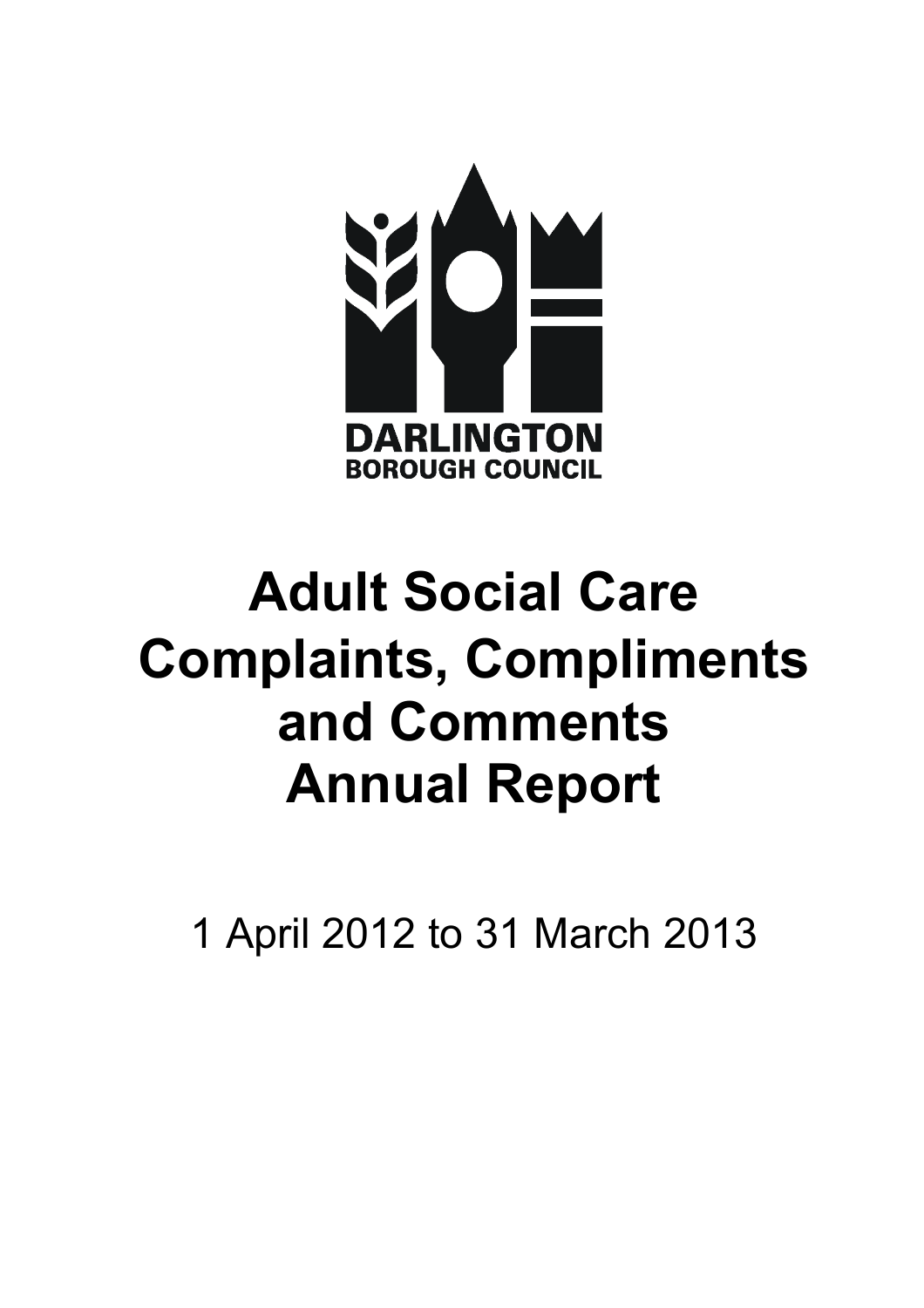DARLINGTON
BOROUGH COUNCIL

# Adult Social Care Complaints, Compliments and Comments Annual Report

1 April 2012 to 31 March 2013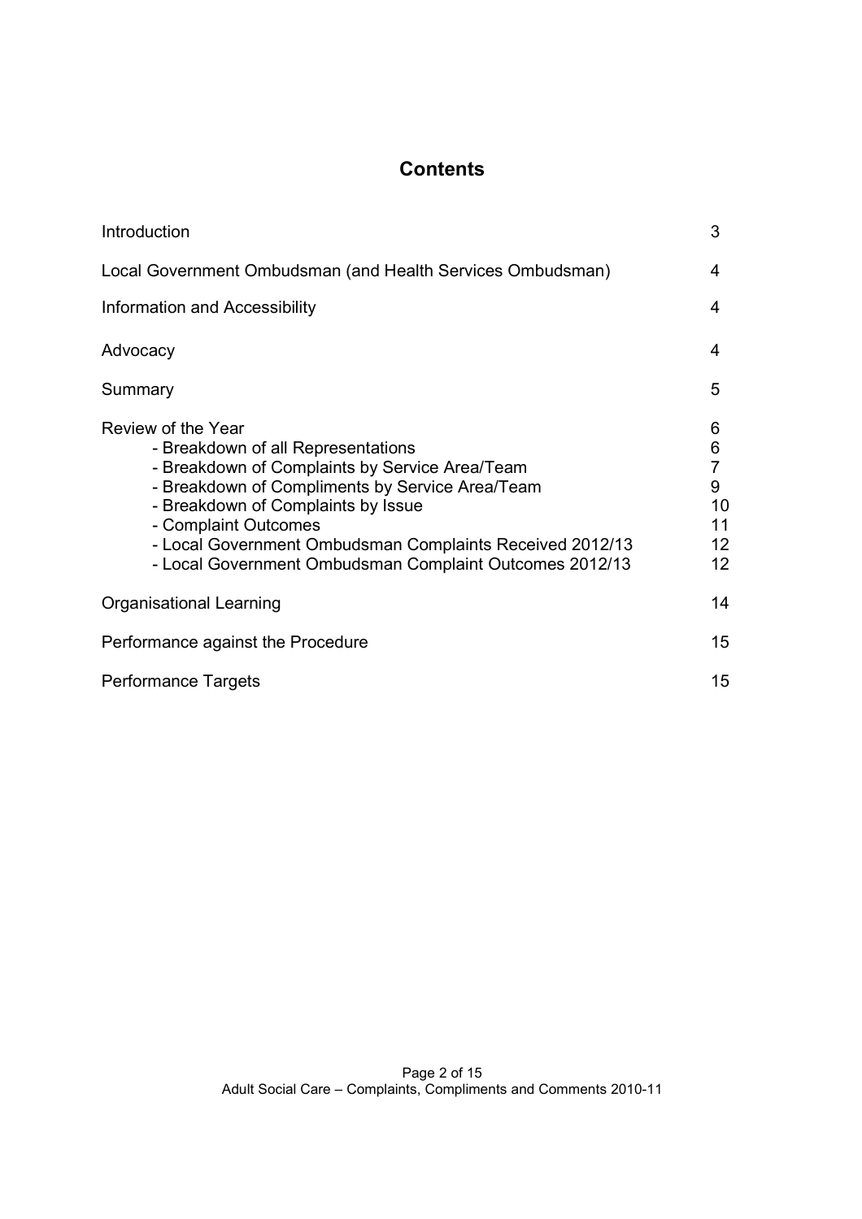## Contents

| | |
|---|---|
| Introduction | 3 |
| Local Government Ombudsman (and Health Services Ombudsman) | 4 |
| Information and Accessibility | 4 |
| Advocacy | 4 |
| Summary | 5 |
| Review of the Year | 6 |
| - Breakdown of all Representations | 6 |
| - Breakdown of Complaints by Service Area/Team | 7 |
| - Breakdown of Compliments by Service Area/Team | 9 |
| - Breakdown of Complaints by Issue | 10 |
| - Complaint Outcomes | 11 |
| - Local Government Ombudsman Complaints Received 2012/13 | 12 |
| - Local Government Ombudsman Complaint Outcomes 2012/13 | 12 |
| Organisational Learning | 14 |
| Performance against the Procedure | 15 |
| Performance Targets | 15 |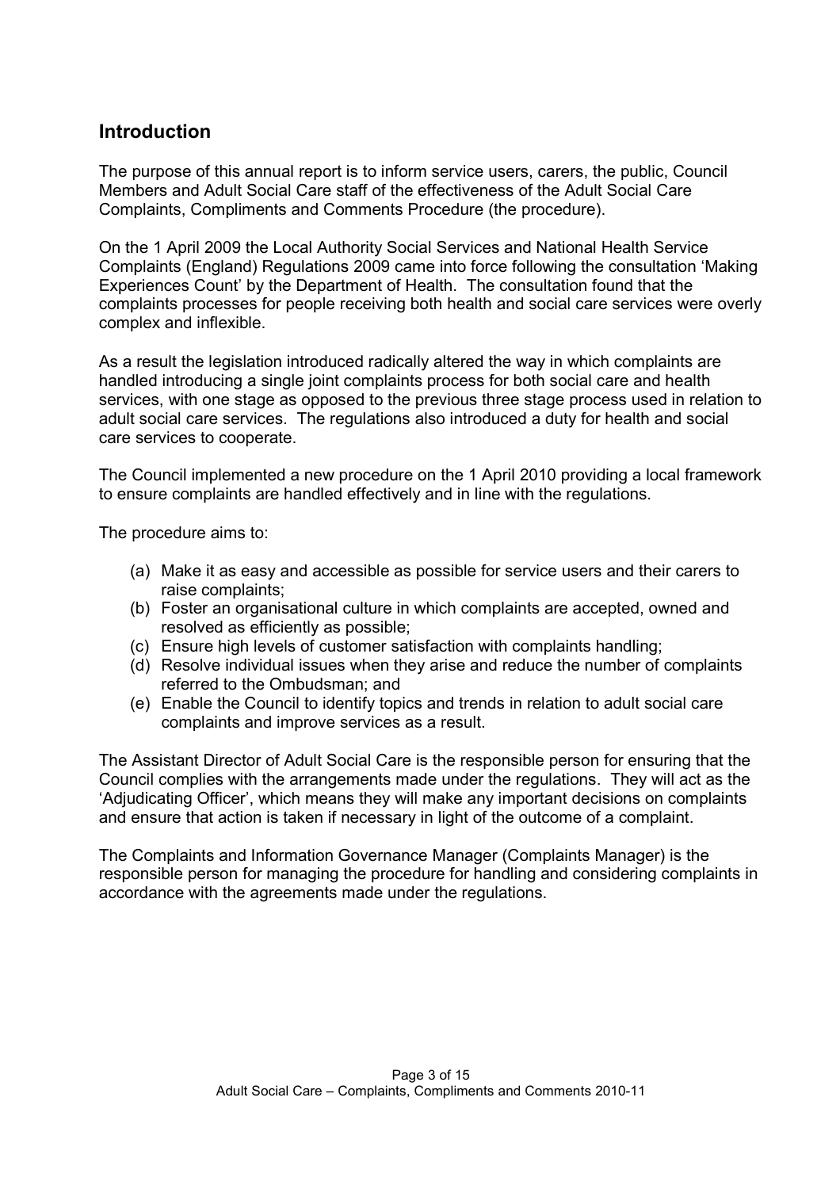## Introduction

The purpose of this annual report is to inform service users, carers, the public, Council Members and Adult Social Care staff of the effectiveness of the Adult Social Care Complaints, Compliments and Comments Procedure (the procedure).

On the 1 April 2009 the Local Authority Social Services and National Health Service Complaints (England) Regulations 2009 came into force following the consultation 'Making Experiences Count' by the Department of Health. The consultation found that the complaints processes for people receiving both health and social care services were overly complex and inflexible.

As a result the legislation introduced radically altered the way in which complaints are handled introducing a single joint complaints process for both social care and health services, with one stage as opposed to the previous three stage process used in relation to adult social care services. The regulations also introduced a duty for health and social care services to cooperate.

The Council implemented a new procedure on the 1 April 2010 providing a local framework to ensure complaints are handled effectively and in line with the regulations.

The procedure aims to:

(a) Make it as easy and accessible as possible for service users and their carers to raise complaints;
(b) Foster an organisational culture in which complaints are accepted, owned and resolved as efficiently as possible;
(c) Ensure high levels of customer satisfaction with complaints handling;
(d) Resolve individual issues when they arise and reduce the number of complaints referred to the Ombudsman; and
(e) Enable the Council to identify topics and trends in relation to adult social care complaints and improve services as a result.

The Assistant Director of Adult Social Care is the responsible person for ensuring that the Council complies with the arrangements made under the regulations. They will act as the 'Adjudicating Officer', which means they will make any important decisions on complaints and ensure that action is taken if necessary in light of the outcome of a complaint.

The Complaints and Information Governance Manager (Complaints Manager) is the responsible person for managing the procedure for handling and considering complaints in accordance with the agreements made under the regulations.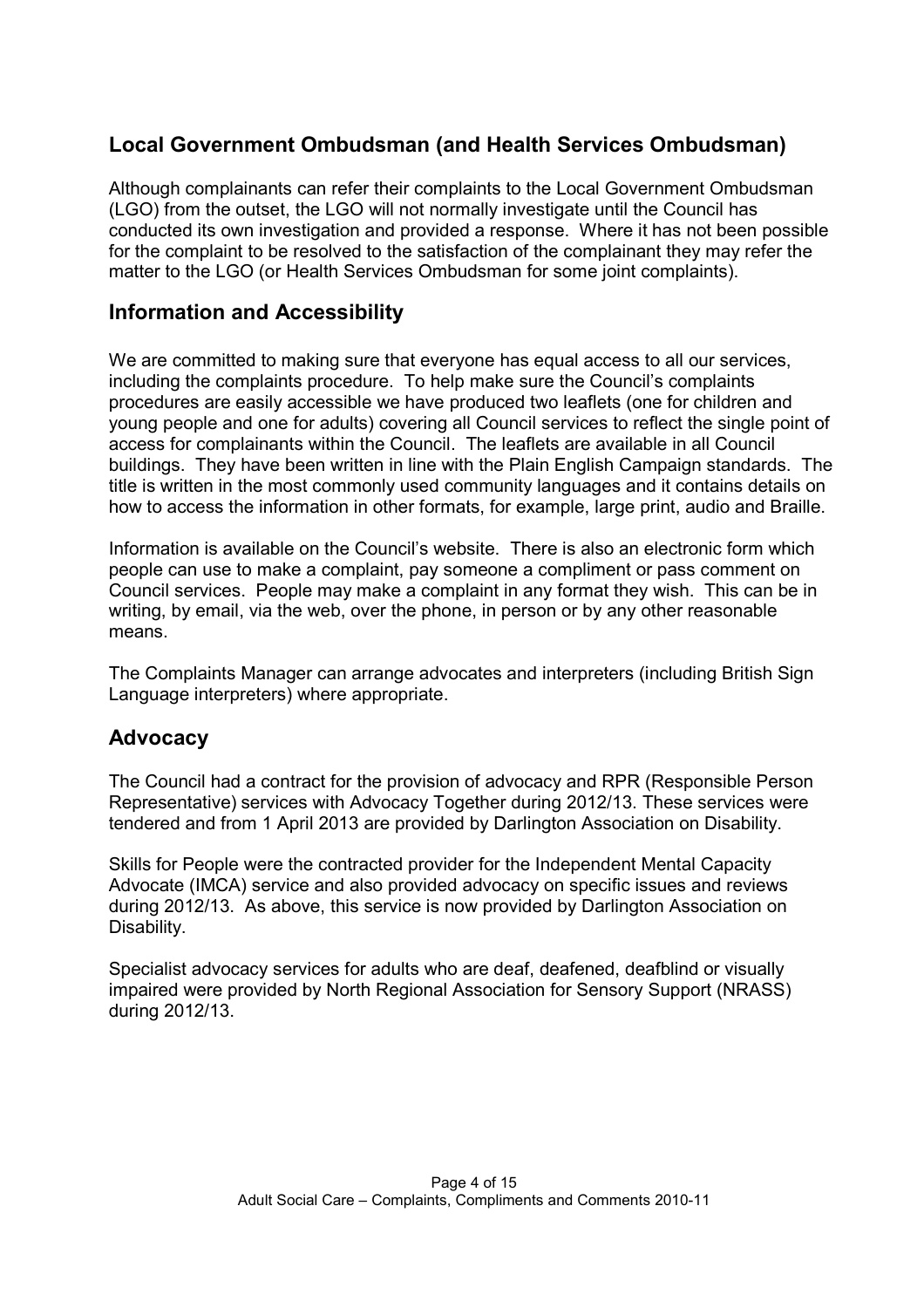## Local Government Ombudsman (and Health Services Ombudsman)

Although complainants can refer their complaints to the Local Government Ombudsman (LGO) from the outset, the LGO will not normally investigate until the Council has conducted its own investigation and provided a response. Where it has not been possible for the complaint to be resolved to the satisfaction of the complainant they may refer the matter to the LGO (or Health Services Ombudsman for some joint complaints).

## Information and Accessibility

We are committed to making sure that everyone has equal access to all our services, including the complaints procedure. To help make sure the Council's complaints procedures are easily accessible we have produced two leaflets (one for children and young people and one for adults) covering all Council services to reflect the single point of access for complainants within the Council. The leaflets are available in all Council buildings. They have been written in line with the Plain English Campaign standards. The title is written in the most commonly used community languages and it contains details on how to access the information in other formats, for example, large print, audio and Braille.

Information is available on the Council's website. There is also an electronic form which people can use to make a complaint, pay someone a compliment or pass comment on Council services. People may make a complaint in any format they wish. This can be in writing, by email, via the web, over the phone, in person or by any other reasonable means.

The Complaints Manager can arrange advocates and interpreters (including British Sign Language interpreters) where appropriate.

## Advocacy

The Council had a contract for the provision of advocacy and RPR (Responsible Person Representative) services with Advocacy Together during 2012/13. These services were tendered and from 1 April 2013 are provided by Darlington Association on Disability.

Skills for People were the contracted provider for the Independent Mental Capacity Advocate (IMCA) service and also provided advocacy on specific issues and reviews during 2012/13. As above, this service is now provided by Darlington Association on Disability.

Specialist advocacy services for adults who are deaf, deafened, deafblind or visually impaired were provided by North Regional Association for Sensory Support (NRASS) during 2012/13.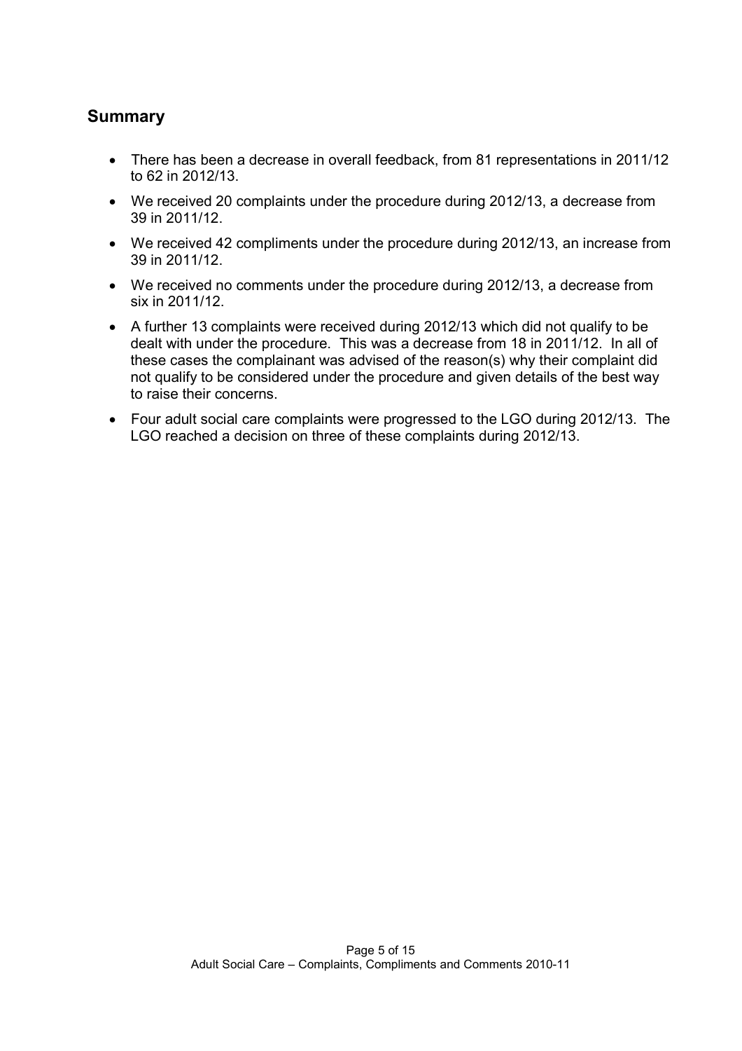## Summary

- There has been a decrease in overall feedback, from 81 representations in 2011/12 to 62 in 2012/13.
- We received 20 complaints under the procedure during 2012/13, a decrease from 39 in 2011/12.
- We received 42 compliments under the procedure during 2012/13, an increase from 39 in 2011/12.
- We received no comments under the procedure during 2012/13, a decrease from six in 2011/12.
- A further 13 complaints were received during 2012/13 which did not qualify to be dealt with under the procedure. This was a decrease from 18 in 2011/12. In all of these cases the complainant was advised of the reason(s) why their complaint did not qualify to be considered under the procedure and given details of the best way to raise their concerns.
- Four adult social care complaints were progressed to the LGO during 2012/13. The LGO reached a decision on three of these complaints during 2012/13.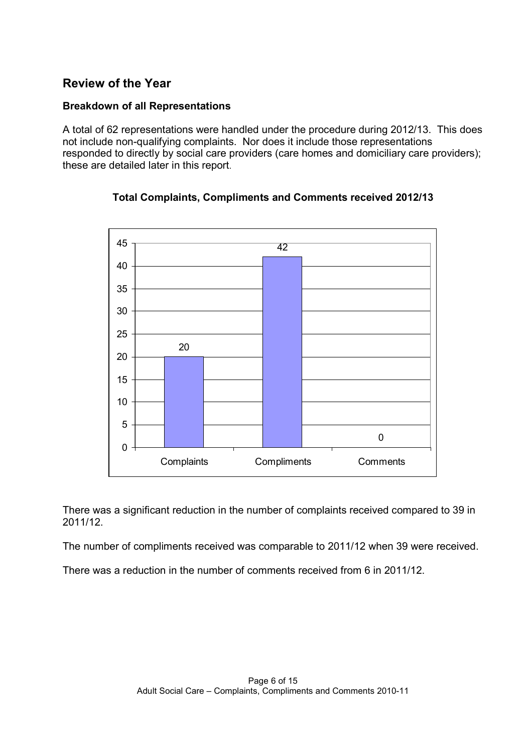## Review of the Year

### Breakdown of all Representations

A total of 62 representations were handled under the procedure during 2012/13. This does not include non-qualifying complaints. Nor does it include those representations responded to directly by social care providers (care homes and domiciliary care providers); these are detailed later in this report.

**Total Complaints, Compliments and Comments received 2012/13**

| Category | Number |
|---|---|
| Complaints | 20 |
| Compliments | 42 |
| Comments | 0 |

There was a significant reduction in the number of complaints received compared to 39 in 2011/12.

The number of compliments received was comparable to 2011/12 when 39 were received.

There was a reduction in the number of comments received from 6 in 2011/12.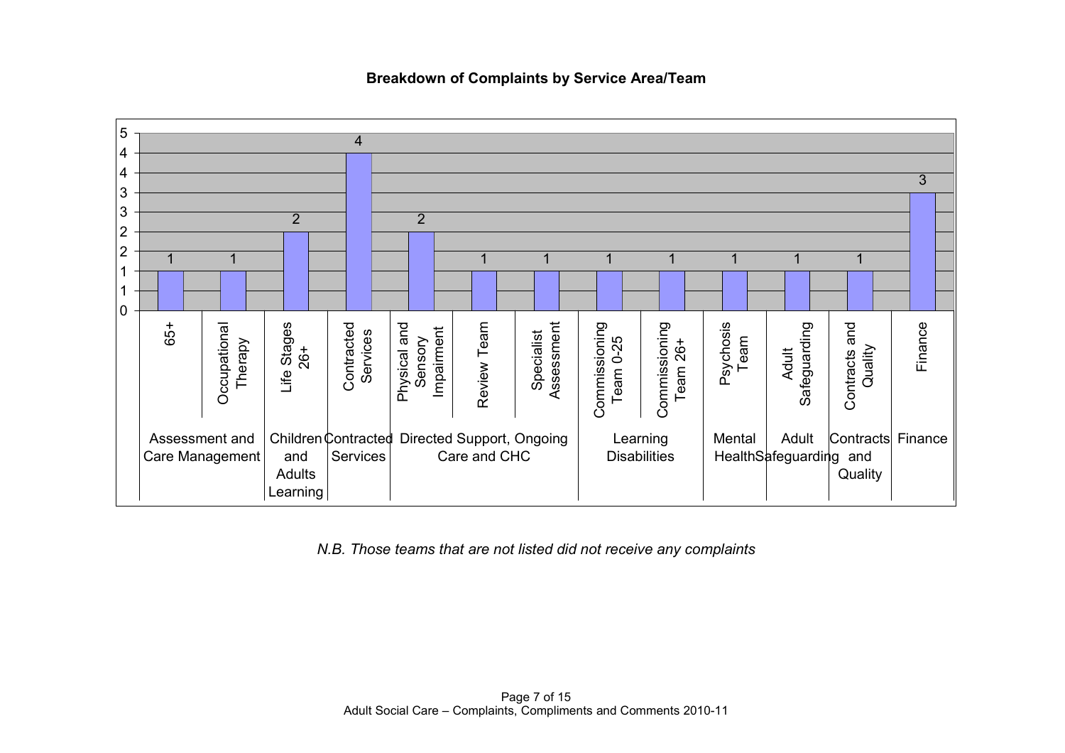**Breakdown of Complaints by Service Area/Team**

| Service Area | Team | Complaints |
| --- | --- | --- |
| Assessment and Care Management | 65+ | 1 |
| | Occupational Therapy | 1 |
| Children and Adults Learning | Life Stages 26+ | 2 |
| Contracted Services | Contracted Services | 4 |
| Directed Support, Ongoing Care and CHC | Physical and Sensory Impairment | 2 |
| | Review Team | 1 |
| | Specialist Assessment | 1 |
| Learning Disabilities | Commissioning Team 0-25 | 1 |
| | Commissioning Team 26+ | 1 |
| Mental Health | Psychosis Team | 1 |
| Adult Safeguarding | Adult Safeguarding | 1 |
| Contracts and Quality | Contracts and Quality | 1 |
| Finance | Finance | 3 |

*N.B. Those teams that are not listed did not receive any complaints*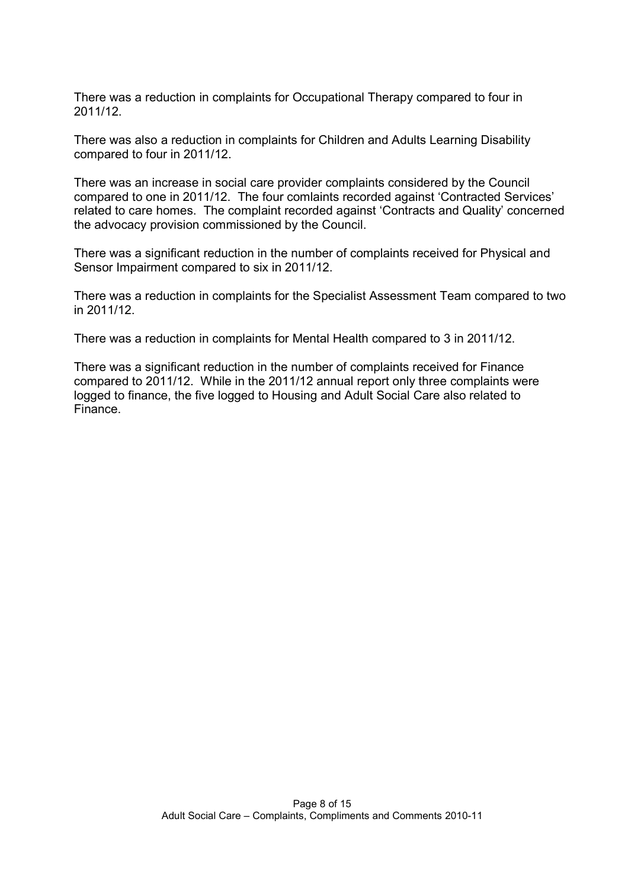There was a reduction in complaints for Occupational Therapy compared to four in 2011/12.

There was also a reduction in complaints for Children and Adults Learning Disability compared to four in 2011/12.

There was an increase in social care provider complaints considered by the Council compared to one in 2011/12. The four comlaints recorded against 'Contracted Services' related to care homes. The complaint recorded against 'Contracts and Quality' concerned the advocacy provision commissioned by the Council.

There was a significant reduction in the number of complaints received for Physical and Sensor Impairment compared to six in 2011/12.

There was a reduction in complaints for the Specialist Assessment Team compared to two in 2011/12.

There was a reduction in complaints for Mental Health compared to 3 in 2011/12.

There was a significant reduction in the number of complaints received for Finance compared to 2011/12. While in the 2011/12 annual report only three complaints were logged to finance, the five logged to Housing and Adult Social Care also related to Finance.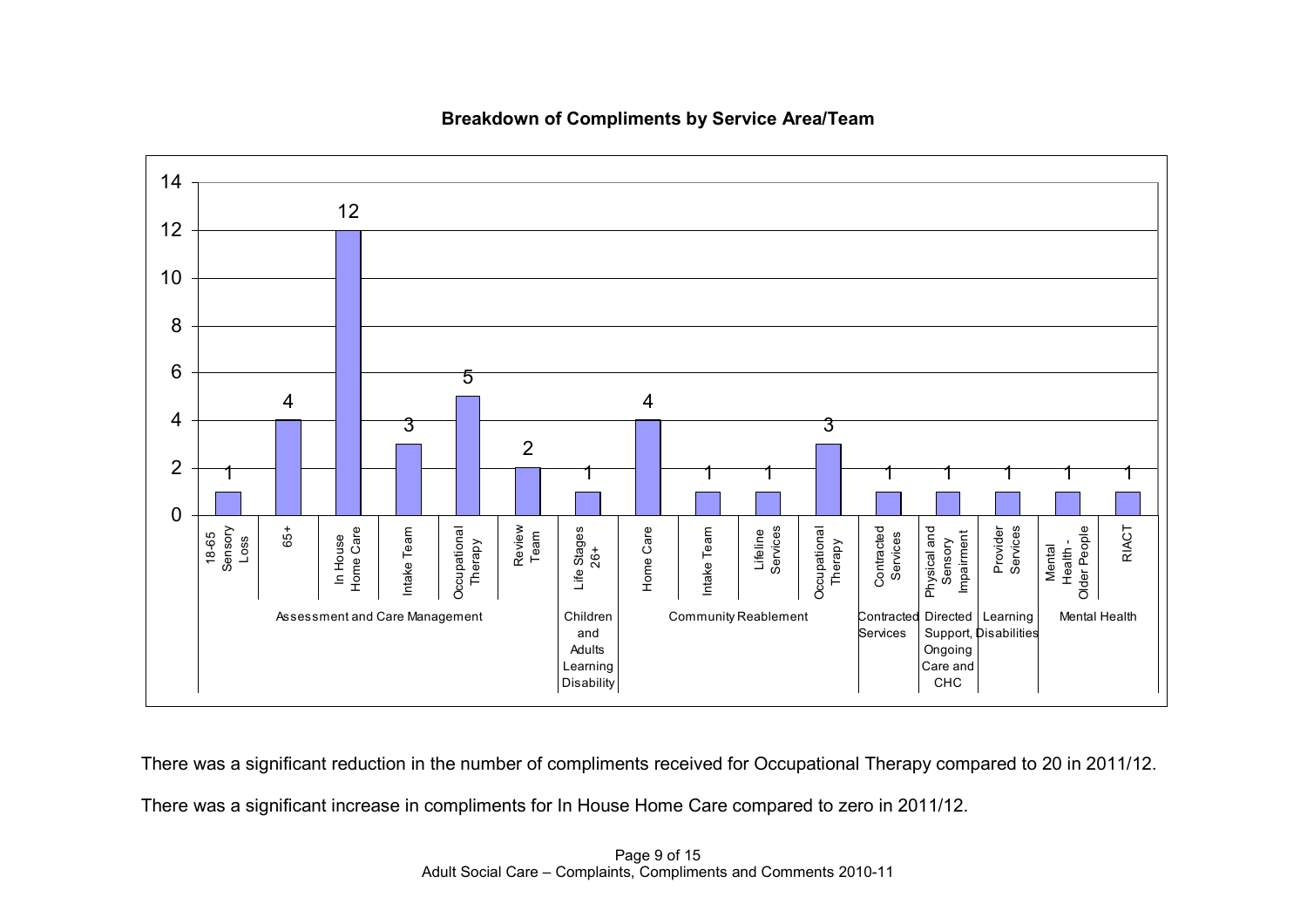**Breakdown of Compliments by Service Area/Team**

| Service Area | Team | Compliments |
|---|---|---|
| Assessment and Care Management | 18-65 Sensory Loss | 1 |
| | 65+ | 4 |
| | In House Home Care | 12 |
| | Intake Team | 3 |
| | Occupational Therapy | 5 |
| | Review Team | 2 |
| Children and Adults Learning Disability | Life Stages 26+ | 1 |
| Community Reablement | Home Care | 4 |
| | Intake Team | 1 |
| | Lifeline Services | 1 |
| | Occupational Therapy | 3 |
| Contracted Services | Contracted Services | 1 |
| Directed Support, Ongoing Care and CHC | Physical and Sensory Impairment | 1 |
| Learning Disabilities | Provider Services | 1 |
| Mental Health | Mental Health - Older People | 1 |
| | RIACT | 1 |

There was a significant reduction in the number of compliments received for Occupational Therapy compared to 20 in 2011/12.

There was a significant increase in compliments for In House Home Care compared to zero in 2011/12.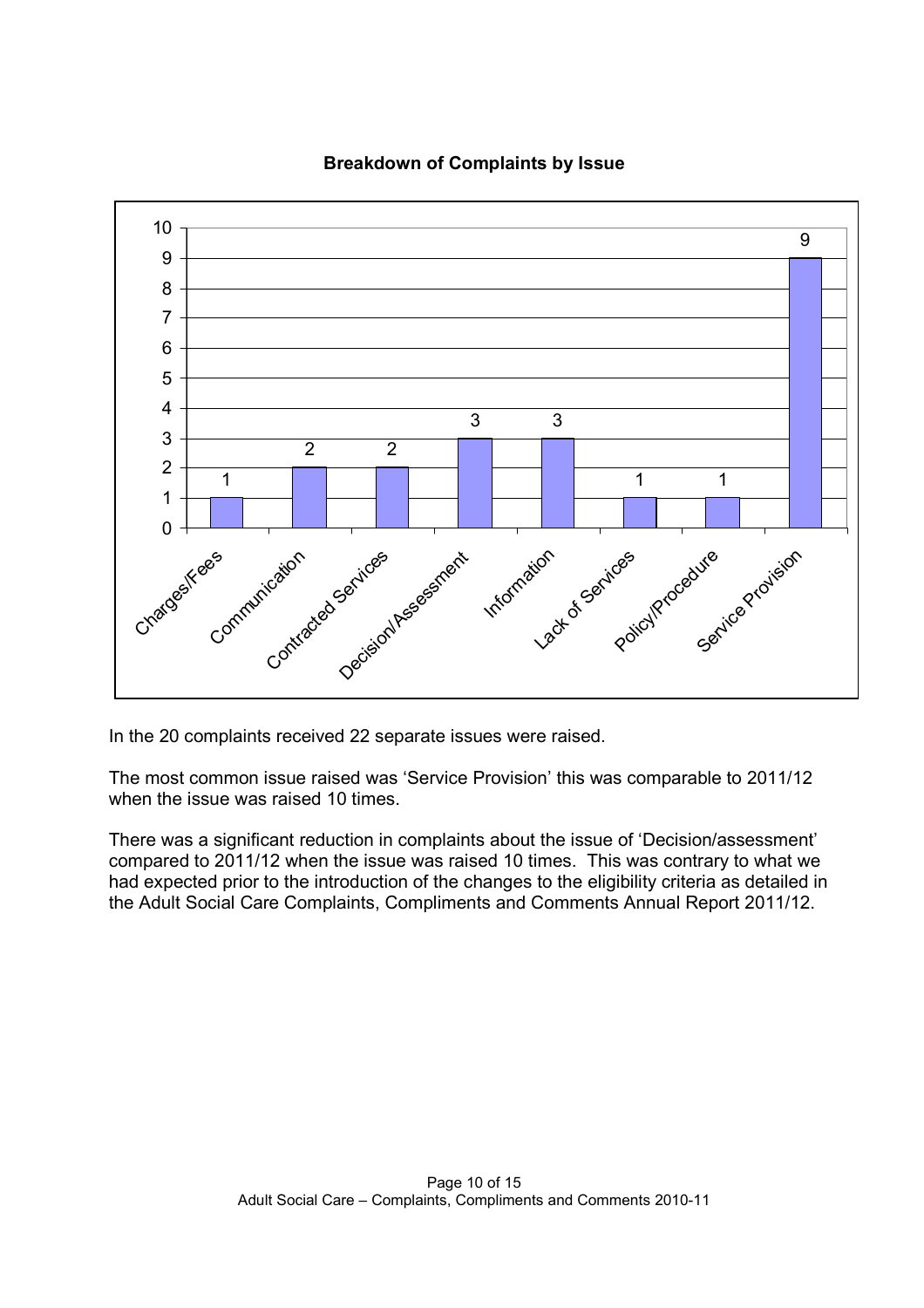**Breakdown of Complaints by Issue**

| Issue | Number |
| --- | --- |
| Charges/Fees | 1 |
| Communication | 2 |
| Contracted Services | 2 |
| Decision/Assessment | 3 |
| Information | 3 |
| Lack of Services | 1 |
| Policy/Procedure | 1 |
| Service Provision | 9 |

In the 20 complaints received 22 separate issues were raised.

The most common issue raised was 'Service Provision' this was comparable to 2011/12 when the issue was raised 10 times.

There was a significant reduction in complaints about the issue of 'Decision/assessment' compared to 2011/12 when the issue was raised 10 times. This was contrary to what we had expected prior to the introduction of the changes to the eligibility criteria as detailed in the Adult Social Care Complaints, Compliments and Comments Annual Report 2011/12.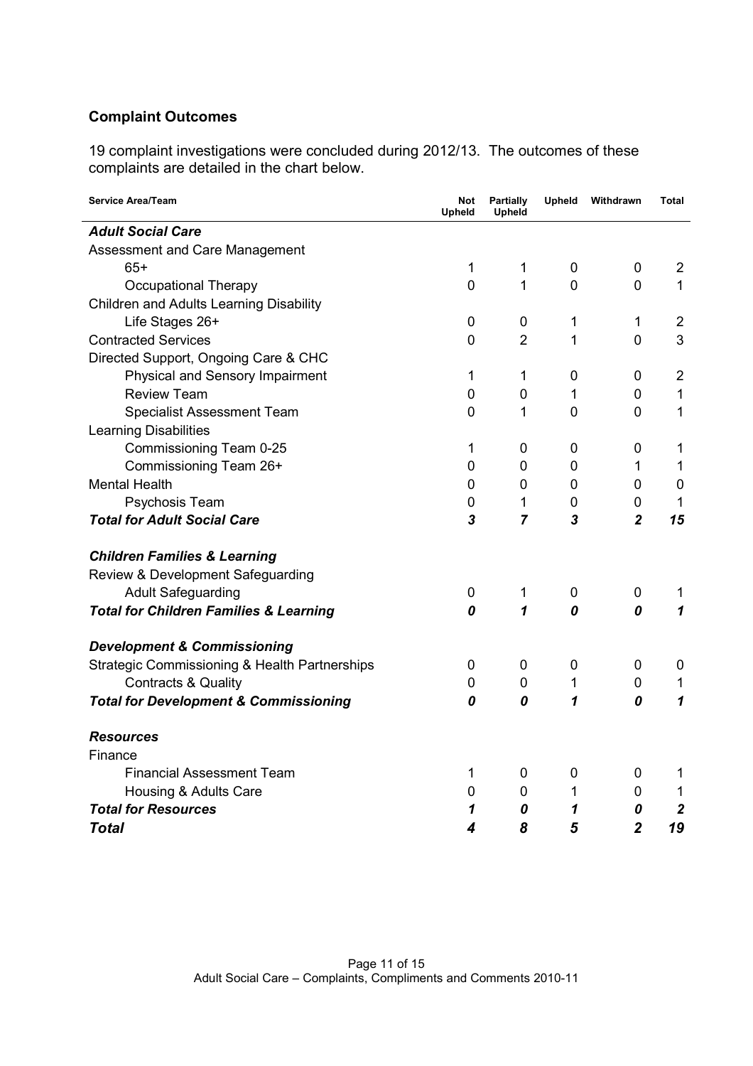## Complaint Outcomes

19 complaint investigations were concluded during 2012/13. The outcomes of these complaints are detailed in the chart below.

| Service Area/Team | Not Upheld | Partially Upheld | Upheld | Withdrawn | Total |
|---|---|---|---|---|---|
| ***Adult Social Care*** | | | | | |
| Assessment and Care Management | | | | | |
| 65+ | 1 | 1 | 0 | 0 | 2 |
| Occupational Therapy | 0 | 1 | 0 | 0 | 1 |
| Children and Adults Learning Disability | | | | | |
| Life Stages 26+ | 0 | 0 | 1 | 1 | 2 |
| Contracted Services | 0 | 2 | 1 | 0 | 3 |
| Directed Support, Ongoing Care & CHC | | | | | |
| Physical and Sensory Impairment | 1 | 1 | 0 | 0 | 2 |
| Review Team | 0 | 0 | 1 | 0 | 1 |
| Specialist Assessment Team | 0 | 1 | 0 | 0 | 1 |
| Learning Disabilities | | | | | |
| Commissioning Team 0-25 | 1 | 0 | 0 | 0 | 1 |
| Commissioning Team 26+ | 0 | 0 | 0 | 1 | 1 |
| Mental Health | 0 | 0 | 0 | 0 | 0 |
| Psychosis Team | 0 | 1 | 0 | 0 | 1 |
| ***Total for Adult Social Care*** | ***3*** | ***7*** | ***3*** | ***2*** | ***15*** |
| ***Children Families & Learning*** | | | | | |
| Review & Development Safeguarding | | | | | |
| Adult Safeguarding | 0 | 1 | 0 | 0 | 1 |
| ***Total for Children Families & Learning*** | ***0*** | ***1*** | ***0*** | ***0*** | ***1*** |
| ***Development & Commissioning*** | | | | | |
| Strategic Commissioning & Health Partnerships | 0 | 0 | 0 | 0 | 0 |
| Contracts & Quality | 0 | 0 | 1 | 0 | 1 |
| ***Total for Development & Commissioning*** | ***0*** | ***0*** | ***1*** | ***0*** | ***1*** |
| ***Resources*** | | | | | |
| Finance | | | | | |
| Financial Assessment Team | 1 | 0 | 0 | 0 | 1 |
| Housing & Adults Care | 0 | 0 | 1 | 0 | 1 |
| ***Total for Resources*** | ***1*** | ***0*** | ***1*** | ***0*** | ***2*** |
| ***Total*** | ***4*** | ***8*** | ***5*** | ***2*** | ***19*** |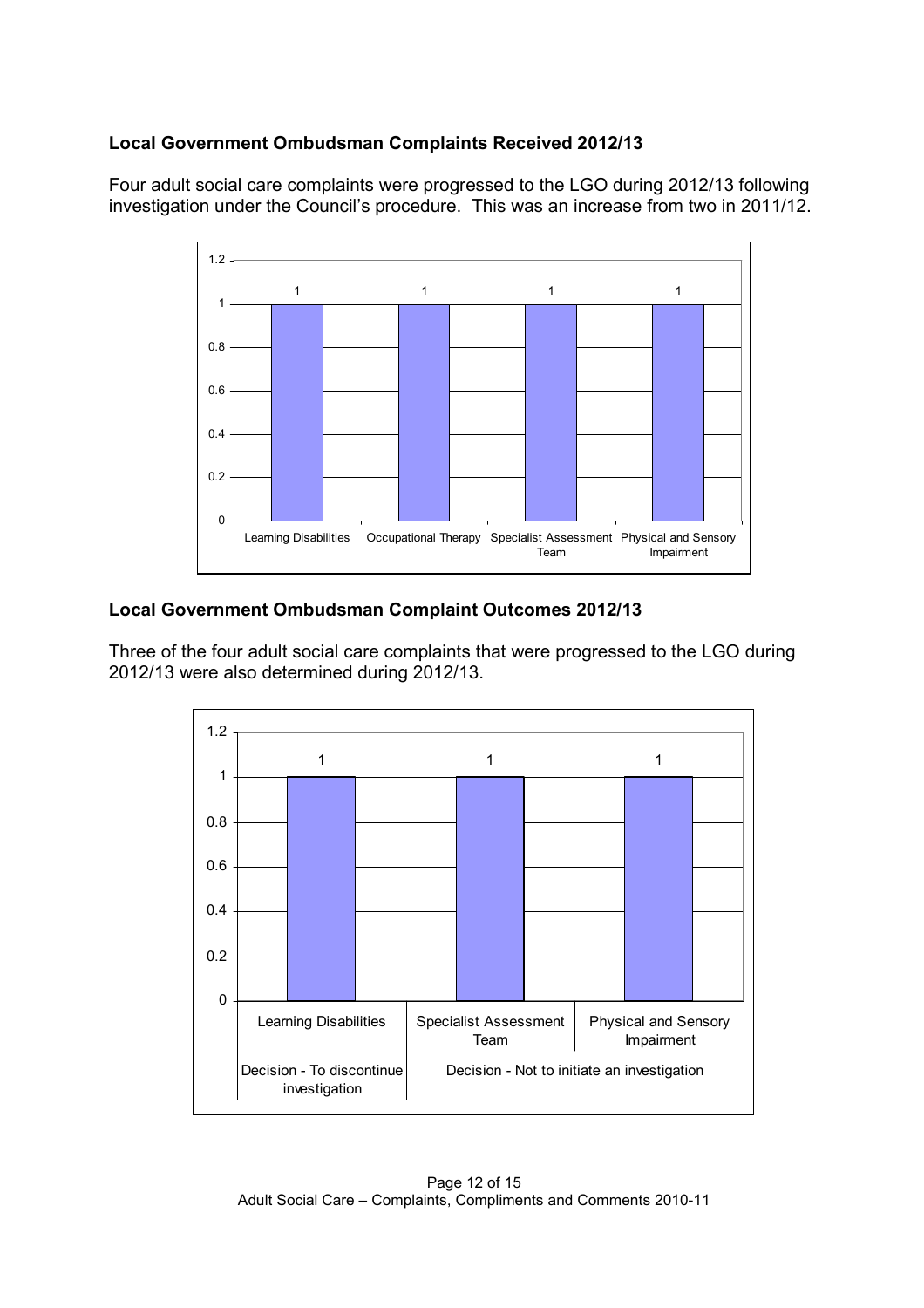**Local Government Ombudsman Complaints Received 2012/13**

Four adult social care complaints were progressed to the LGO during 2012/13 following investigation under the Council's procedure. This was an increase from two in 2011/12.

| | Learning Disabilities | Occupational Therapy | Specialist Assessment Team | Physical and Sensory Impairment |
|---|---|---|---|---|
| Complaints | 1 | 1 | 1 | 1 |

**Local Government Ombudsman Complaint Outcomes 2012/13**

Three of the four adult social care complaints that were progressed to the LGO during 2012/13 were also determined during 2012/13.

| | Learning Disabilities | Specialist Assessment Team | Physical and Sensory Impairment |
|---|---|---|---|
| Complaints | 1 | 1 | 1 |
| Outcome | Decision - To discontinue investigation | Decision - Not to initiate an investigation | |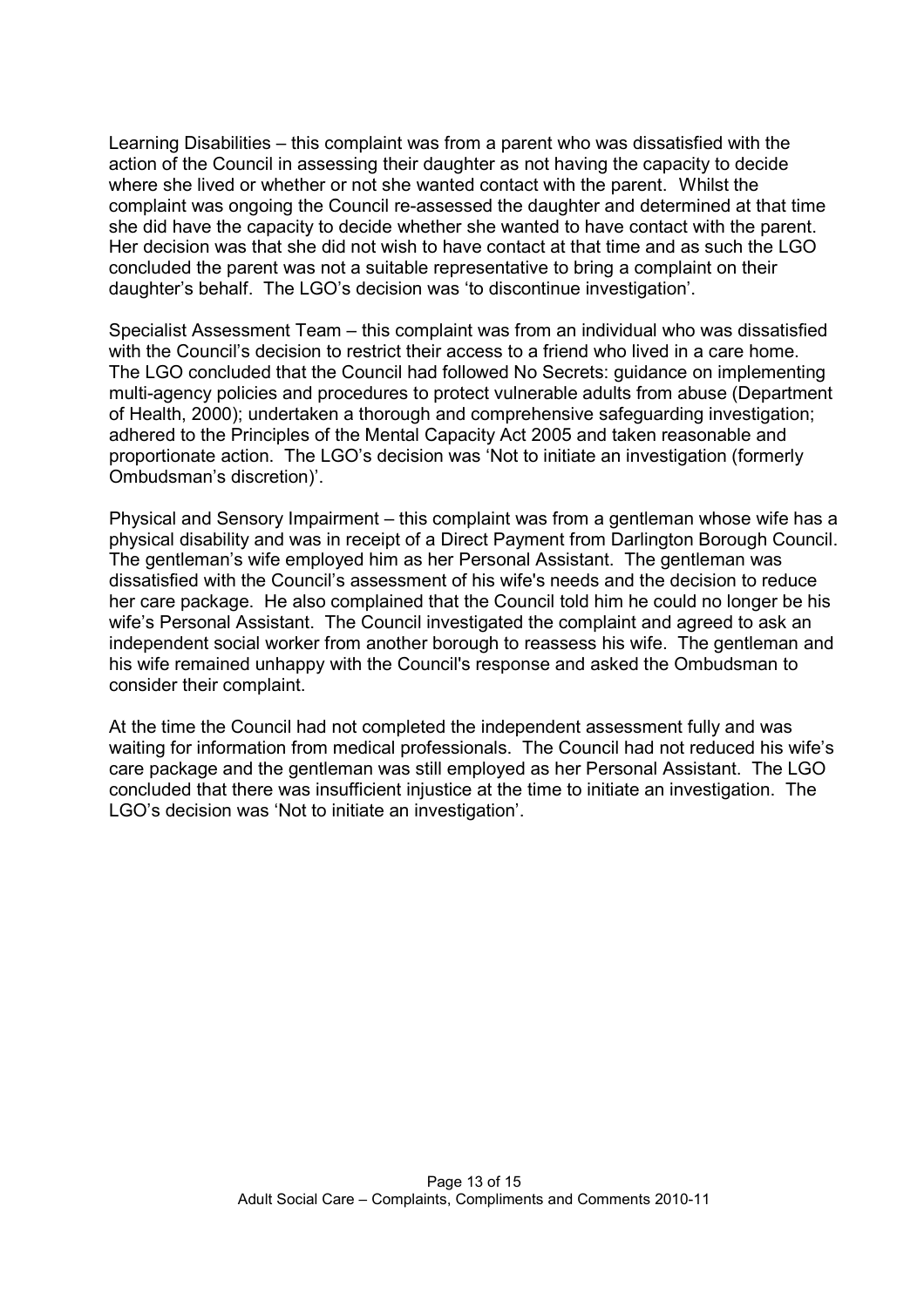Learning Disabilities – this complaint was from a parent who was dissatisfied with the action of the Council in assessing their daughter as not having the capacity to decide where she lived or whether or not she wanted contact with the parent. Whilst the complaint was ongoing the Council re-assessed the daughter and determined at that time she did have the capacity to decide whether she wanted to have contact with the parent. Her decision was that she did not wish to have contact at that time and as such the LGO concluded the parent was not a suitable representative to bring a complaint on their daughter's behalf. The LGO's decision was 'to discontinue investigation'.

Specialist Assessment Team – this complaint was from an individual who was dissatisfied with the Council's decision to restrict their access to a friend who lived in a care home. The LGO concluded that the Council had followed No Secrets: guidance on implementing multi-agency policies and procedures to protect vulnerable adults from abuse (Department of Health, 2000); undertaken a thorough and comprehensive safeguarding investigation; adhered to the Principles of the Mental Capacity Act 2005 and taken reasonable and proportionate action. The LGO's decision was 'Not to initiate an investigation (formerly Ombudsman's discretion)'.

Physical and Sensory Impairment – this complaint was from a gentleman whose wife has a physical disability and was in receipt of a Direct Payment from Darlington Borough Council. The gentleman's wife employed him as her Personal Assistant. The gentleman was dissatisfied with the Council's assessment of his wife's needs and the decision to reduce her care package. He also complained that the Council told him he could no longer be his wife's Personal Assistant. The Council investigated the complaint and agreed to ask an independent social worker from another borough to reassess his wife. The gentleman and his wife remained unhappy with the Council's response and asked the Ombudsman to consider their complaint.

At the time the Council had not completed the independent assessment fully and was waiting for information from medical professionals. The Council had not reduced his wife's care package and the gentleman was still employed as her Personal Assistant. The LGO concluded that there was insufficient injustice at the time to initiate an investigation. The LGO's decision was 'Not to initiate an investigation'.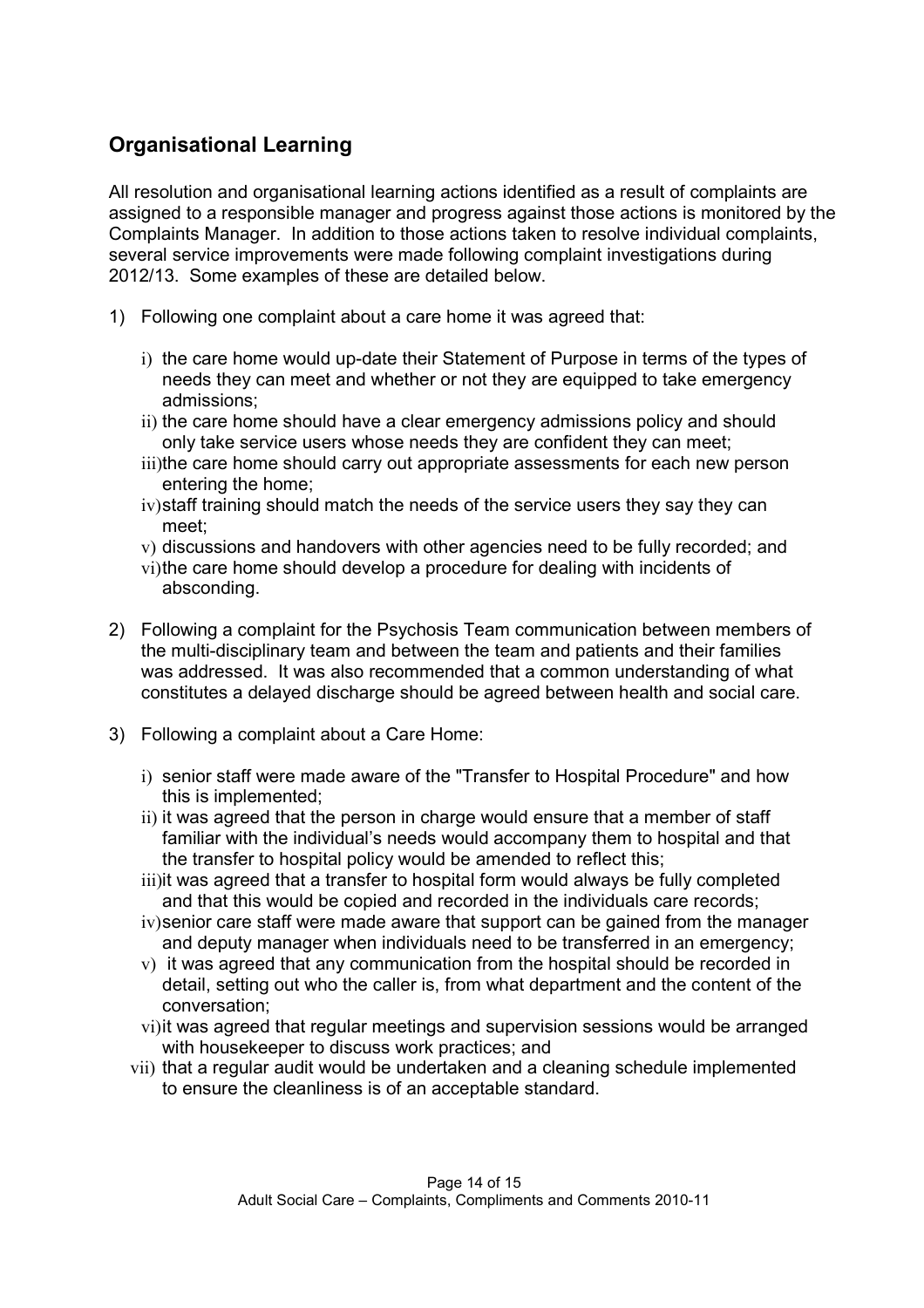## Organisational Learning

All resolution and organisational learning actions identified as a result of complaints are assigned to a responsible manager and progress against those actions is monitored by the Complaints Manager. In addition to those actions taken to resolve individual complaints, several service improvements were made following complaint investigations during 2012/13. Some examples of these are detailed below.

1) Following one complaint about a care home it was agreed that:

   i) the care home would up-date their Statement of Purpose in terms of the types of needs they can meet and whether or not they are equipped to take emergency admissions;
   ii) the care home should have a clear emergency admissions policy and should only take service users whose needs they are confident they can meet;
   iii) the care home should carry out appropriate assessments for each new person entering the home;
   iv) staff training should match the needs of the service users they say they can meet;
   v) discussions and handovers with other agencies need to be fully recorded; and
   vi) the care home should develop a procedure for dealing with incidents of absconding.

2) Following a complaint for the Psychosis Team communication between members of the multi-disciplinary team and between the team and patients and their families was addressed. It was also recommended that a common understanding of what constitutes a delayed discharge should be agreed between health and social care.

3) Following a complaint about a Care Home:

   i) senior staff were made aware of the "Transfer to Hospital Procedure" and how this is implemented;
   ii) it was agreed that the person in charge would ensure that a member of staff familiar with the individual's needs would accompany them to hospital and that the transfer to hospital policy would be amended to reflect this;
   iii) it was agreed that a transfer to hospital form would always be fully completed and that this would be copied and recorded in the individuals care records;
   iv) senior care staff were made aware that support can be gained from the manager and deputy manager when individuals need to be transferred in an emergency;
   v) it was agreed that any communication from the hospital should be recorded in detail, setting out who the caller is, from what department and the content of the conversation;
   vi) it was agreed that regular meetings and supervision sessions would be arranged with housekeeper to discuss work practices; and
   vii) that a regular audit would be undertaken and a cleaning schedule implemented to ensure the cleanliness is of an acceptable standard.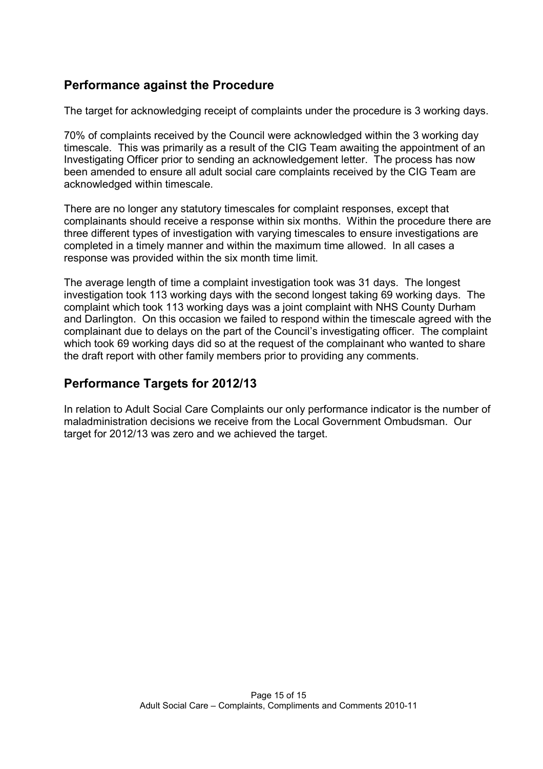## Performance against the Procedure

The target for acknowledging receipt of complaints under the procedure is 3 working days.

70% of complaints received by the Council were acknowledged within the 3 working day timescale. This was primarily as a result of the CIG Team awaiting the appointment of an Investigating Officer prior to sending an acknowledgement letter. The process has now been amended to ensure all adult social care complaints received by the CIG Team are acknowledged within timescale.

There are no longer any statutory timescales for complaint responses, except that complainants should receive a response within six months. Within the procedure there are three different types of investigation with varying timescales to ensure investigations are completed in a timely manner and within the maximum time allowed. In all cases a response was provided within the six month time limit.

The average length of time a complaint investigation took was 31 days. The longest investigation took 113 working days with the second longest taking 69 working days. The complaint which took 113 working days was a joint complaint with NHS County Durham and Darlington. On this occasion we failed to respond within the timescale agreed with the complainant due to delays on the part of the Council's investigating officer. The complaint which took 69 working days did so at the request of the complainant who wanted to share the draft report with other family members prior to providing any comments.

## Performance Targets for 2012/13

In relation to Adult Social Care Complaints our only performance indicator is the number of maladministration decisions we receive from the Local Government Ombudsman. Our target for 2012/13 was zero and we achieved the target.